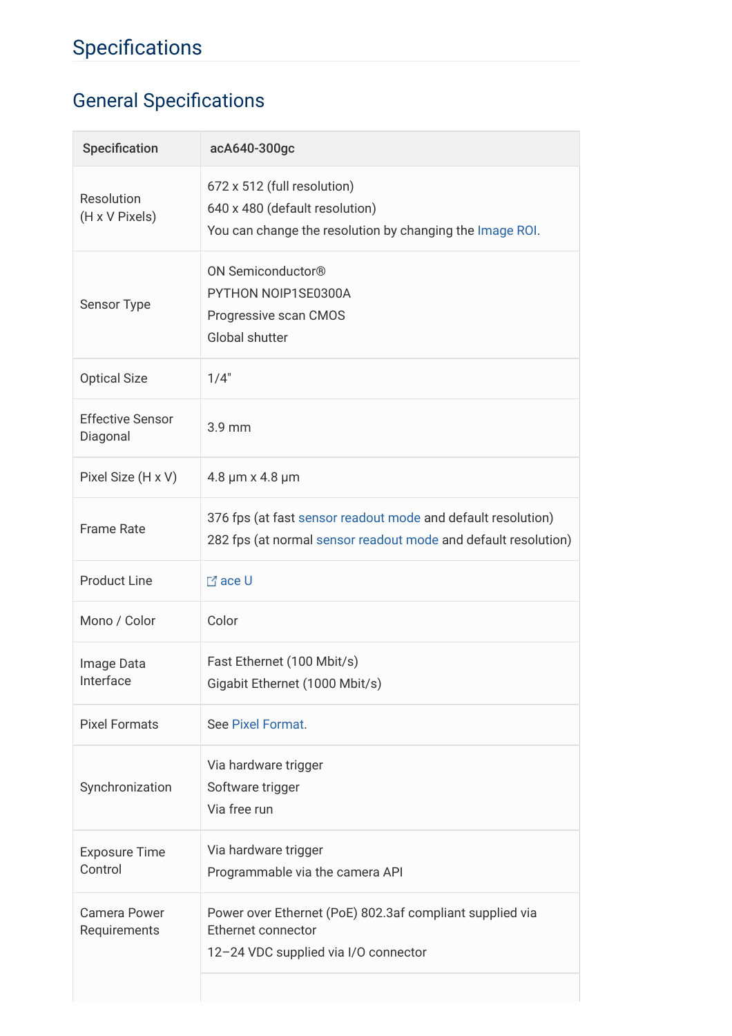# Specifications

## General Specifications

| Specification | acA640-300gc |
|---|---|
| Resolution (H x V Pixels) | 672 x 512 (full resolution)<br>640 x 480 (default resolution)<br>You can change the resolution by changing the Image ROI. |
| Sensor Type | ON Semiconductor®<br>PYTHON NOIP1SE0300A<br>Progressive scan CMOS<br>Global shutter |
| Optical Size | 1/4" |
| Effective Sensor Diagonal | 3.9 mm |
| Pixel Size (H x V) | 4.8 µm x 4.8 µm |
| Frame Rate | 376 fps (at fast sensor readout mode and default resolution)<br>282 fps (at normal sensor readout mode and default resolution) |
| Product Line | ace U |
| Mono / Color | Color |
| Image Data Interface | Fast Ethernet (100 Mbit/s)<br>Gigabit Ethernet (1000 Mbit/s) |
| Pixel Formats | See Pixel Format. |
| Synchronization | Via hardware trigger<br>Software trigger<br>Via free run |
| Exposure Time Control | Via hardware trigger<br>Programmable via the camera API |
| Camera Power Requirements | Power over Ethernet (PoE) 802.3af compliant supplied via Ethernet connector<br>12–24 VDC supplied via I/O connector |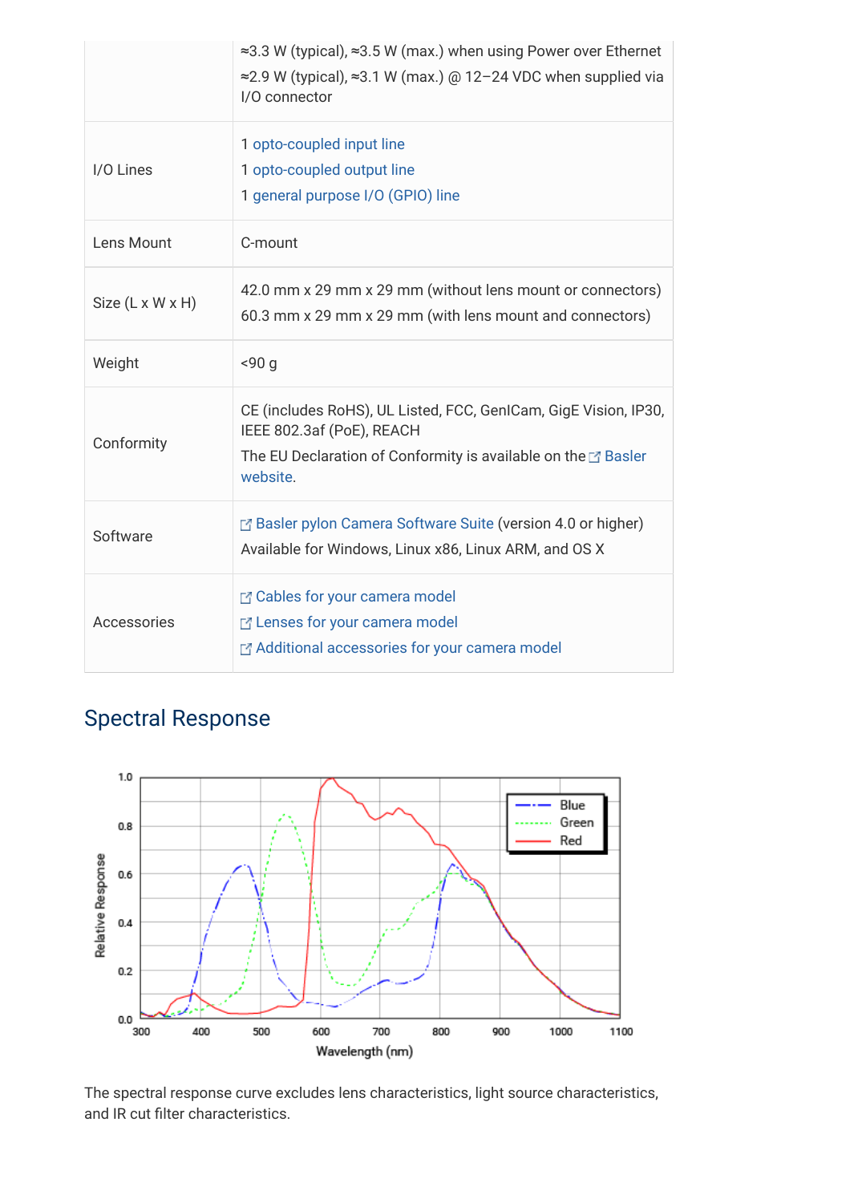| | |
|---|---|
| | ≈3.3 W (typical), ≈3.5 W (max.) when using Power over Ethernet<br>≈2.9 W (typical), ≈3.1 W (max.) @ 12–24 VDC when supplied via I/O connector |
| I/O Lines | 1 opto-coupled input line<br>1 opto-coupled output line<br>1 general purpose I/O (GPIO) line |
| Lens Mount | C-mount |
| Size (L x W x H) | 42.0 mm x 29 mm x 29 mm (without lens mount or connectors)<br>60.3 mm x 29 mm x 29 mm (with lens mount and connectors) |
| Weight | <90 g |
| Conformity | CE (includes RoHS), UL Listed, FCC, GenICam, GigE Vision, IP30, IEEE 802.3af (PoE), REACH<br>The EU Declaration of Conformity is available on the Basler website. |
| Software | Basler pylon Camera Software Suite (version 4.0 or higher)<br>Available for Windows, Linux x86, Linux ARM, and OS X |
| Accessories | Cables for your camera model<br>Lenses for your camera model<br>Additional accessories for your camera model |

## Spectral Response

The spectral response curve excludes lens characteristics, light source characteristics, and IR cut filter characteristics.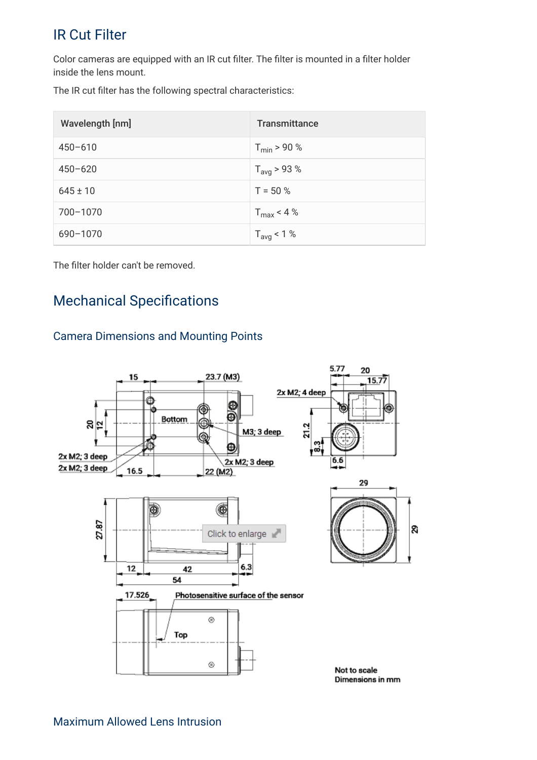## IR Cut Filter

Color cameras are equipped with an IR cut filter. The filter is mounted in a filter holder inside the lens mount.

The IR cut filter has the following spectral characteristics:

| Wavelength [nm] | Transmittance |
|---|---|
| 450–610 | $T_{min} > 90$ % |
| 450–620 | $T_{avg} > 93$ % |
| 645 ± 10 | T = 50 % |
| 700–1070 | $T_{max} < 4$ % |
| 690–1070 | $T_{avg} < 1$ % |

The filter holder can't be removed.

## Mechanical Specifications

### Camera Dimensions and Mounting Points

15
23.7 (M3)
5.77
20
15.77
2x M2; 4 deep
Bottom
M3; 3 deep
20
12
21.2
8.3
2x M2; 3 deep
2x M2; 3 deep
16.5
22 (M2)
2x M2; 3 deep
6.6
29
27.87
29
12
42
6.3
54
17.526
Photosensitive surface of the sensor
Top

Not to scale
Dimensions in mm

### Maximum Allowed Lens Intrusion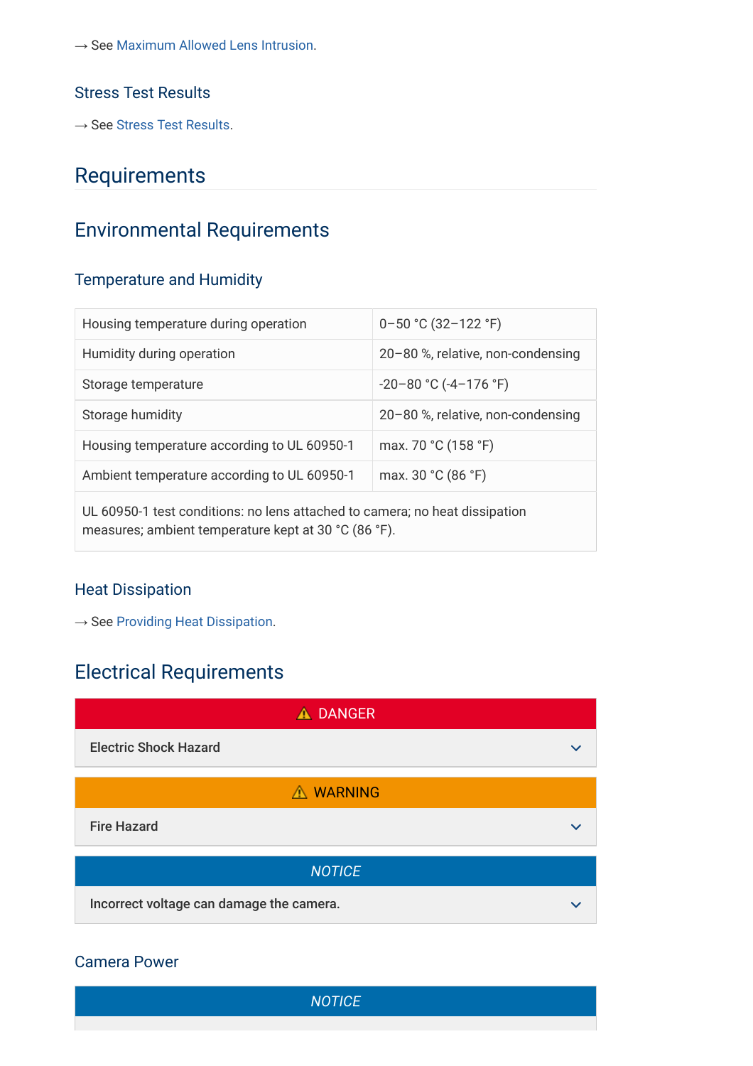→ See Maximum Allowed Lens Intrusion.

### Stress Test Results

→ See Stress Test Results.

## Requirements

### Environmental Requirements

#### Temperature and Humidity

| | |
|---|---|
| Housing temperature during operation | 0–50 °C (32–122 °F) |
| Humidity during operation | 20–80 %, relative, non-condensing |
| Storage temperature | -20–80 °C (-4–176 °F) |
| Storage humidity | 20–80 %, relative, non-condensing |
| Housing temperature according to UL 60950-1 | max. 70 °C (158 °F) |
| Ambient temperature according to UL 60950-1 | max. 30 °C (86 °F) |
| UL 60950-1 test conditions: no lens attached to camera; no heat dissipation measures; ambient temperature kept at 30 °C (86 °F). | |

#### Heat Dissipation

→ See Providing Heat Dissipation.

### Electrical Requirements

**⚠ DANGER**

**Electric Shock Hazard**

**⚠ WARNING**

**Fire Hazard**

*NOTICE*

**Incorrect voltage can damage the camera.**

#### Camera Power

*NOTICE*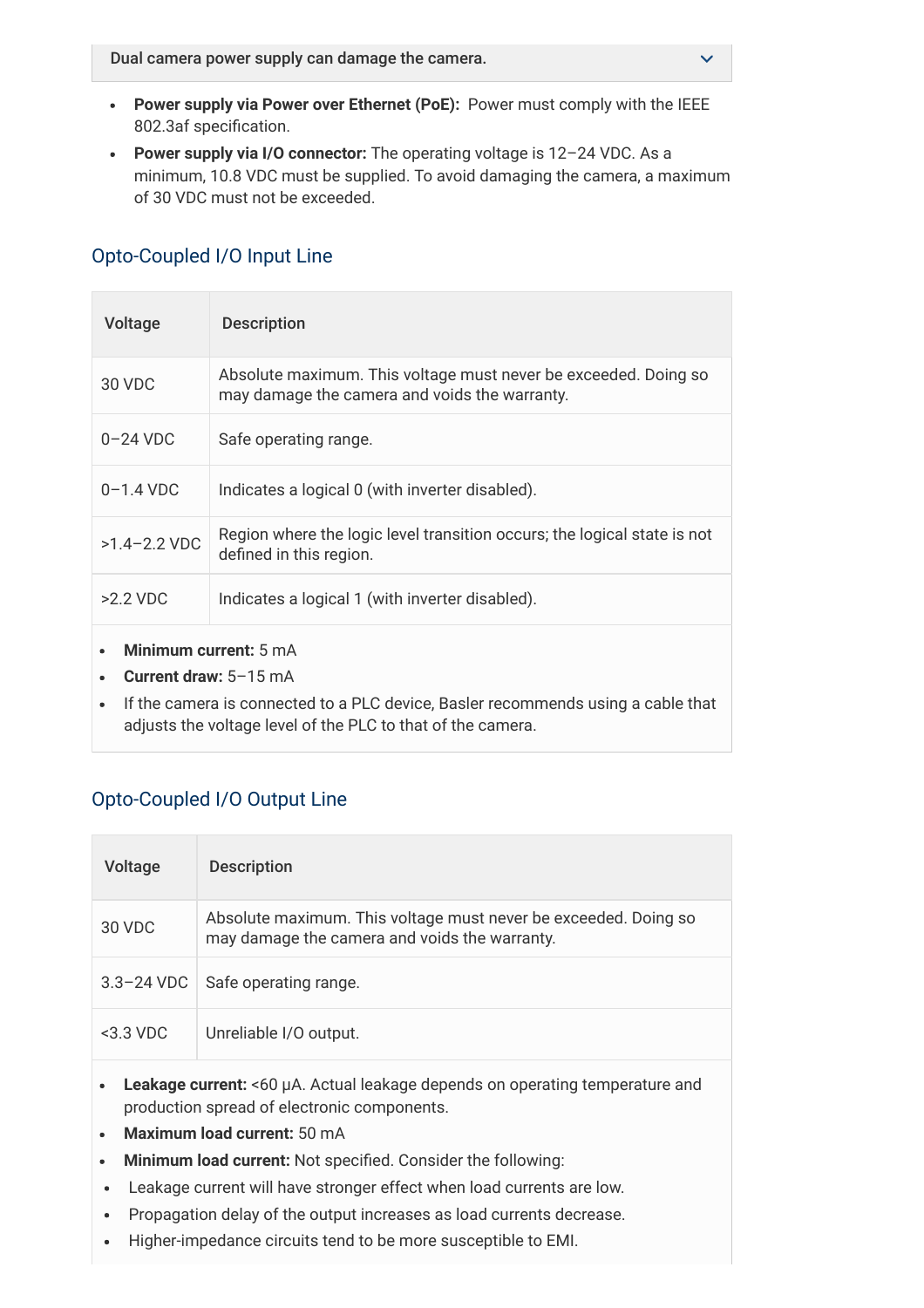Dual camera power supply can damage the camera.

- **Power supply via Power over Ethernet (PoE):** Power must comply with the IEEE 802.3af specification.
- **Power supply via I/O connector:** The operating voltage is 12–24 VDC. As a minimum, 10.8 VDC must be supplied. To avoid damaging the camera, a maximum of 30 VDC must not be exceeded.

## Opto-Coupled I/O Input Line

| Voltage | Description |
| --- | --- |
| 30 VDC | Absolute maximum. This voltage must never be exceeded. Doing so may damage the camera and voids the warranty. |
| 0–24 VDC | Safe operating range. |
| 0–1.4 VDC | Indicates a logical 0 (with inverter disabled). |
| >1.4–2.2 VDC | Region where the logic level transition occurs; the logical state is not defined in this region. |
| >2.2 VDC | Indicates a logical 1 (with inverter disabled). |

- **Minimum current:** 5 mA
- **Current draw:** 5–15 mA
- If the camera is connected to a PLC device, Basler recommends using a cable that adjusts the voltage level of the PLC to that of the camera.

## Opto-Coupled I/O Output Line

| Voltage | Description |
| --- | --- |
| 30 VDC | Absolute maximum. This voltage must never be exceeded. Doing so may damage the camera and voids the warranty. |
| 3.3–24 VDC | Safe operating range. |
| <3.3 VDC | Unreliable I/O output. |

- **Leakage current:** <60 µA. Actual leakage depends on operating temperature and production spread of electronic components.
- **Maximum load current:** 50 mA
- **Minimum load current:** Not specified. Consider the following:
- Leakage current will have stronger effect when load currents are low.
- Propagation delay of the output increases as load currents decrease.
- Higher-impedance circuits tend to be more susceptible to EMI.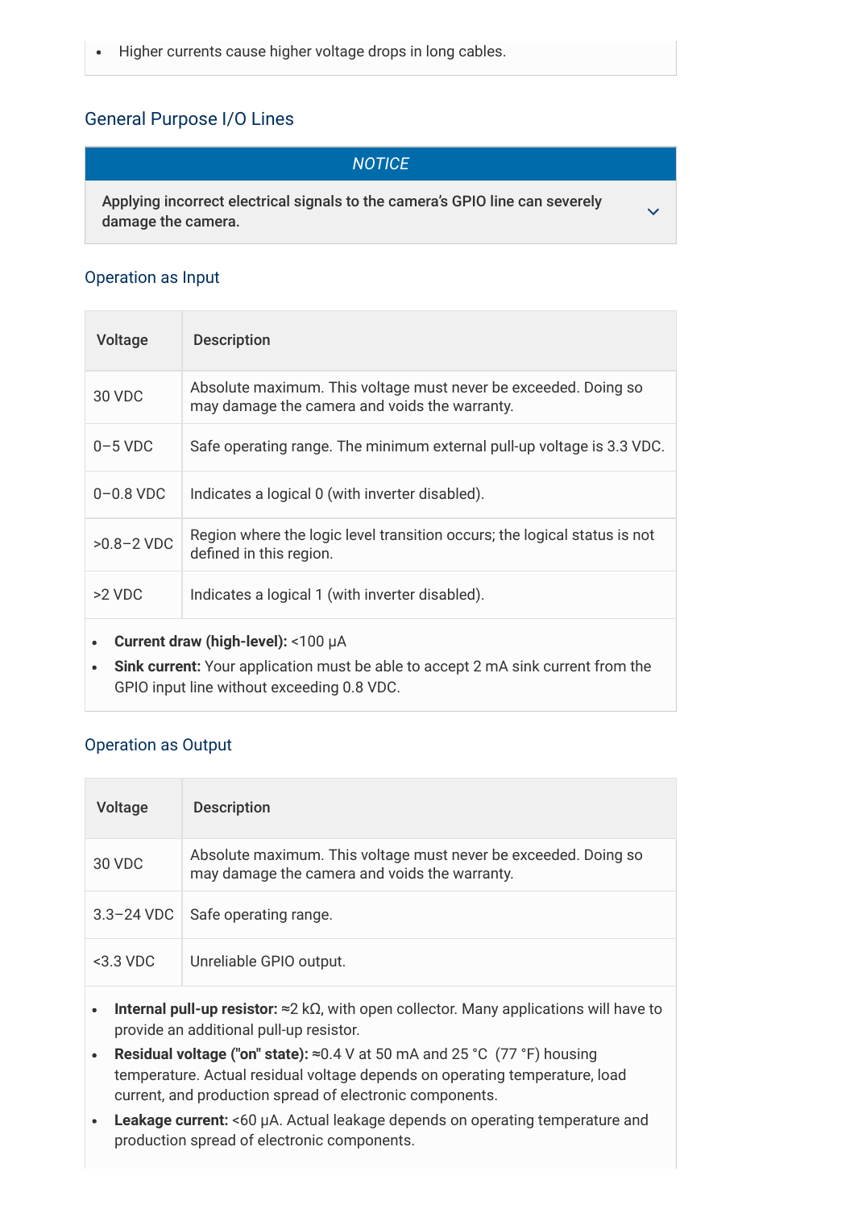- Higher currents cause higher voltage drops in long cables.

## General Purpose I/O Lines

*NOTICE*

**Applying incorrect electrical signals to the camera's GPIO line can severely damage the camera.**

### Operation as Input

| Voltage | Description |
|---|---|
| 30 VDC | Absolute maximum. This voltage must never be exceeded. Doing so may damage the camera and voids the warranty. |
| 0–5 VDC | Safe operating range. The minimum external pull-up voltage is 3.3 VDC. |
| 0–0.8 VDC | Indicates a logical 0 (with inverter disabled). |
| >0.8–2 VDC | Region where the logic level transition occurs; the logical status is not defined in this region. |
| >2 VDC | Indicates a logical 1 (with inverter disabled). |

- **Current draw (high-level):** <100 µA
- **Sink current:** Your application must be able to accept 2 mA sink current from the GPIO input line without exceeding 0.8 VDC.

### Operation as Output

| Voltage | Description |
|---|---|
| 30 VDC | Absolute maximum. This voltage must never be exceeded. Doing so may damage the camera and voids the warranty. |
| 3.3–24 VDC | Safe operating range. |
| <3.3 VDC | Unreliable GPIO output. |

- **Internal pull-up resistor:** ≈2 kΩ, with open collector. Many applications will have to provide an additional pull-up resistor.
- **Residual voltage ("on" state):** ≈0.4 V at 50 mA and 25 °C (77 °F) housing temperature. Actual residual voltage depends on operating temperature, load current, and production spread of electronic components.
- **Leakage current:** <60 µA. Actual leakage depends on operating temperature and production spread of electronic components.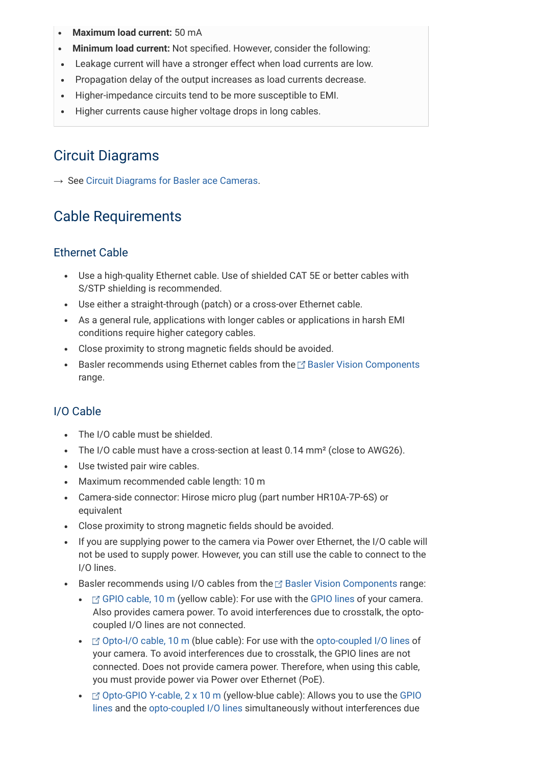- **Maximum load current:** 50 mA
- **Minimum load current:** Not specified. However, consider the following:
  - Leakage current will have a stronger effect when load currents are low.
  - Propagation delay of the output increases as load currents decrease.
  - Higher-impedance circuits tend to be more susceptible to EMI.
  - Higher currents cause higher voltage drops in long cables.

## Circuit Diagrams

→ See Circuit Diagrams for Basler ace Cameras.

## Cable Requirements

### Ethernet Cable

- Use a high-quality Ethernet cable. Use of shielded CAT 5E or better cables with S/STP shielding is recommended.
- Use either a straight-through (patch) or a cross-over Ethernet cable.
- As a general rule, applications with longer cables or applications in harsh EMI conditions require higher category cables.
- Close proximity to strong magnetic fields should be avoided.
- Basler recommends using Ethernet cables from the Basler Vision Components range.

### I/O Cable

- The I/O cable must be shielded.
- The I/O cable must have a cross-section at least 0.14 mm² (close to AWG26).
- Use twisted pair wire cables.
- Maximum recommended cable length: 10 m
- Camera-side connector: Hirose micro plug (part number HR10A-7P-6S) or equivalent
- Close proximity to strong magnetic fields should be avoided.
- If you are supplying power to the camera via Power over Ethernet, the I/O cable will not be used to supply power. However, you can still use the cable to connect to the I/O lines.
- Basler recommends using I/O cables from the Basler Vision Components range:
  - GPIO cable, 10 m (yellow cable): For use with the GPIO lines of your camera. Also provides camera power. To avoid interferences due to crosstalk, the opto-coupled I/O lines are not connected.
  - Opto-I/O cable, 10 m (blue cable): For use with the opto-coupled I/O lines of your camera. To avoid interferences due to crosstalk, the GPIO lines are not connected. Does not provide camera power. Therefore, when using this cable, you must provide power via Power over Ethernet (PoE).
  - Opto-GPIO Y-cable, 2 x 10 m (yellow-blue cable): Allows you to use the GPIO lines and the opto-coupled I/O lines simultaneously without interferences due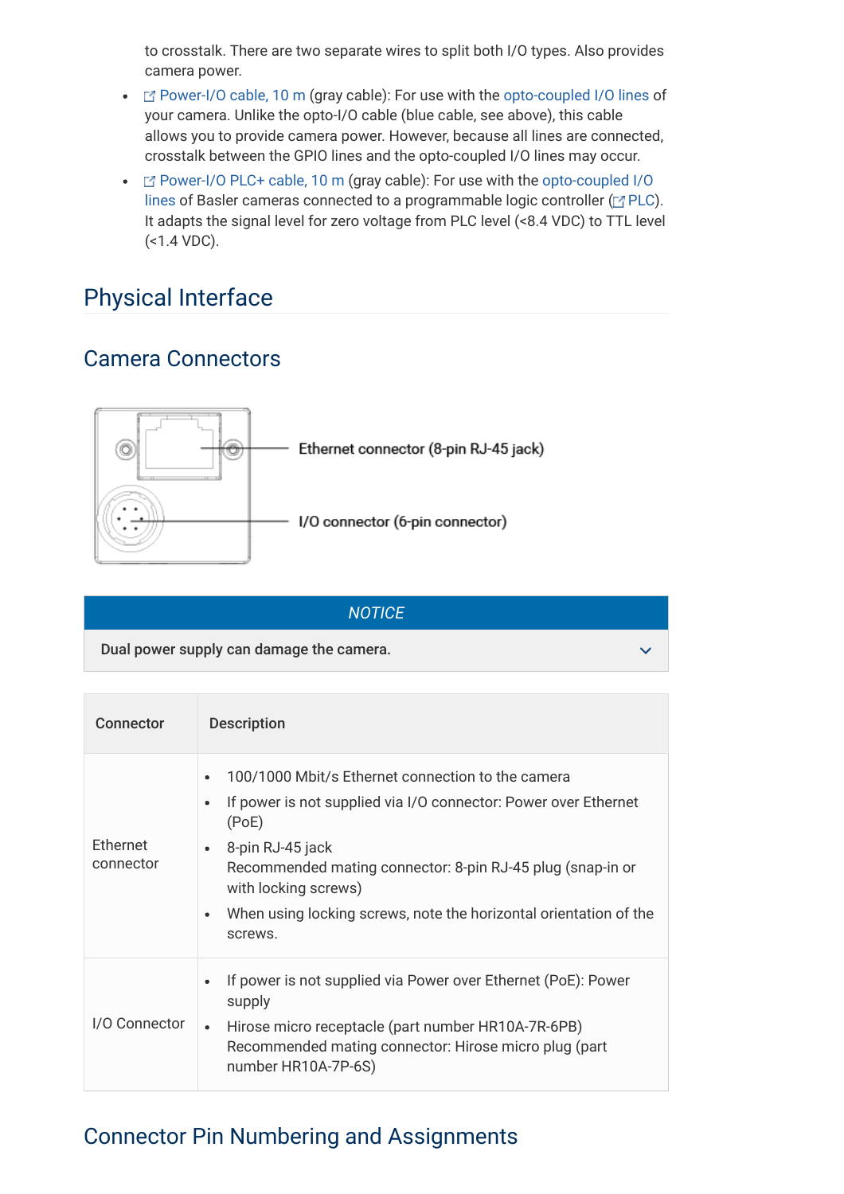to crosstalk. There are two separate wires to split both I/O types. Also provides camera power.

- Power-I/O cable, 10 m (gray cable): For use with the opto-coupled I/O lines of your camera. Unlike the opto-I/O cable (blue cable, see above), this cable allows you to provide camera power. However, because all lines are connected, crosstalk between the GPIO lines and the opto-coupled I/O lines may occur.
- Power-I/O PLC+ cable, 10 m (gray cable): For use with the opto-coupled I/O lines of Basler cameras connected to a programmable logic controller (PLC). It adapts the signal level for zero voltage from PLC level (<8.4 VDC) to TTL level (<1.4 VDC).

# Physical Interface

## Camera Connectors

Ethernet connector (8-pin RJ-45 jack)

I/O connector (6-pin connector)

**NOTICE**

Dual power supply can damage the camera.

| Connector | Description |
| --- | --- |
| Ethernet connector | • 100/1000 Mbit/s Ethernet connection to the camera<br>• If power is not supplied via I/O connector: Power over Ethernet (PoE)<br>• 8-pin RJ-45 jack<br>Recommended mating connector: 8-pin RJ-45 plug (snap-in or with locking screws)<br>• When using locking screws, note the horizontal orientation of the screws. |
| I/O Connector | • If power is not supplied via Power over Ethernet (PoE): Power supply<br>• Hirose micro receptacle (part number HR10A-7R-6PB)<br>Recommended mating connector: Hirose micro plug (part number HR10A-7P-6S) |

## Connector Pin Numbering and Assignments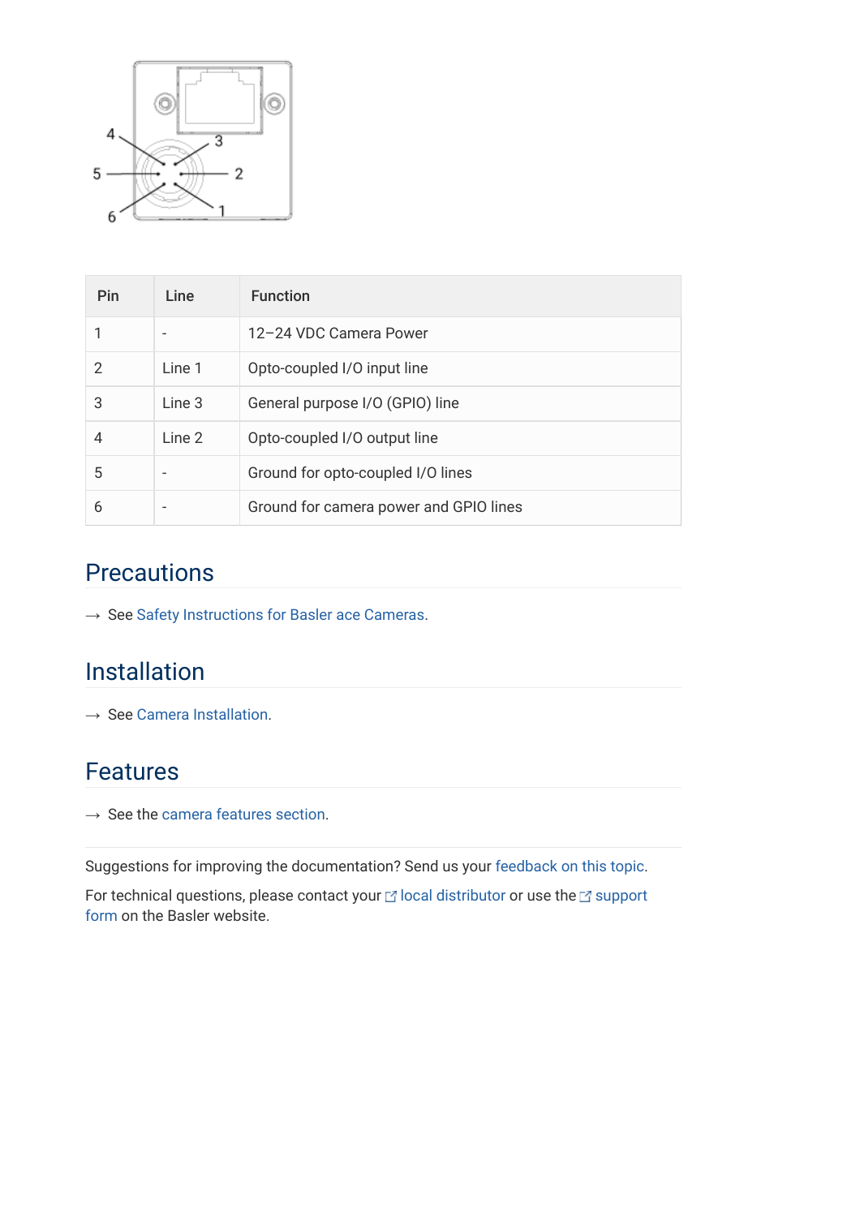| Pin | Line | Function |
|---|---|---|
| 1 | - | 12–24 VDC Camera Power |
| 2 | Line 1 | Opto-coupled I/O input line |
| 3 | Line 3 | General purpose I/O (GPIO) line |
| 4 | Line 2 | Opto-coupled I/O output line |
| 5 | - | Ground for opto-coupled I/O lines |
| 6 | - | Ground for camera power and GPIO lines |

## Precautions

→ See Safety Instructions for Basler ace Cameras.

## Installation

→ See Camera Installation.

## Features

→ See the camera features section.

Suggestions for improving the documentation? Send us your feedback on this topic.

For technical questions, please contact your local distributor or use the support form on the Basler website.